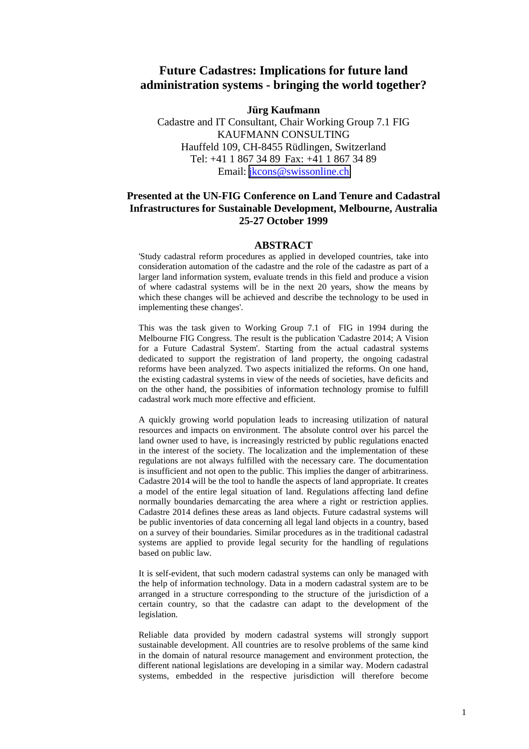# Future Cadastres: Implications for future land administration systems - bringing the world together?

**Jürg Kaufmann**

Cadastre and IT Consultant, Chair Working Group 7.1 FIG
KAUFMANN CONSULTING
Hauffeld 109, CH-8455 Rüdlingen, Switzerland
Tel: +41 1 867 34 89 Fax: +41 1 867 34 89
Email: jkcons@swissonline.ch

**Presented at the UN-FIG Conference on Land Tenure and Cadastral Infrastructures for Sustainable Development, Melbourne, Australia 25-27 October 1999**

## ABSTRACT

'Study cadastral reform procedures as applied in developed countries, take into consideration automation of the cadastre and the role of the cadastre as part of a larger land information system, evaluate trends in this field and produce a vision of where cadastral systems will be in the next 20 years, show the means by which these changes will be achieved and describe the technology to be used in implementing these changes'.

This was the task given to Working Group 7.1 of FIG in 1994 during the Melbourne FIG Congress. The result is the publication 'Cadastre 2014; A Vision for a Future Cadastral System'. Starting from the actual cadastral systems dedicated to support the registration of land property, the ongoing cadastral reforms have been analyzed. Two aspects initialized the reforms. On one hand, the existing cadastral systems in view of the needs of societies, have deficits and on the other hand, the possibities of information technology promise to fulfill cadastral work much more effective and efficient.

A quickly growing world population leads to increasing utilization of natural resources and impacts on environment. The absolute control over his parcel the land owner used to have, is increasingly restricted by public regulations enacted in the interest of the society. The localization and the implementation of these regulations are not always fulfilled with the necessary care. The documentation is insufficient and not open to the public. This implies the danger of arbitrariness. Cadastre 2014 will be the tool to handle the aspects of land appropriate. It creates a model of the entire legal situation of land. Regulations affecting land define normally boundaries demarcating the area where a right or restriction applies. Cadastre 2014 defines these areas as land objects. Future cadastral systems will be public inventories of data concerning all legal land objects in a country, based on a survey of their boundaries. Similar procedures as in the traditional cadastral systems are applied to provide legal security for the handling of regulations based on public law.

It is self-evident, that such modern cadastral systems can only be managed with the help of information technology. Data in a modern cadastral system are to be arranged in a structure corresponding to the structure of the jurisdiction of a certain country, so that the cadastre can adapt to the development of the legislation.

Reliable data provided by modern cadastral systems will strongly support sustainable development. All countries are to resolve problems of the same kind in the domain of natural resource management and environment protection, the different national legislations are developing in a similar way. Modern cadastral systems, embedded in the respective jurisdiction will therefore become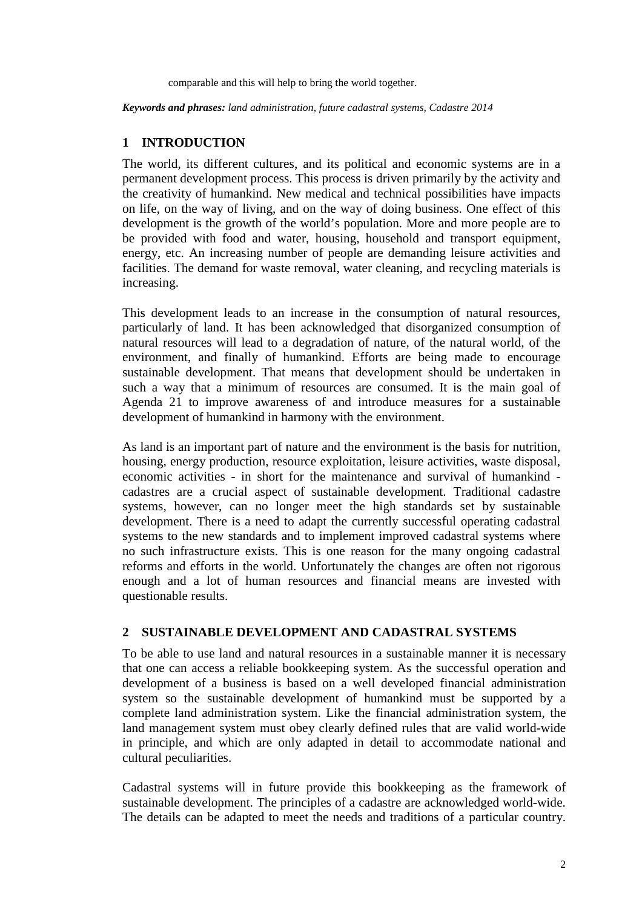comparable and this will help to bring the world together.

***Keywords and phrases:*** *land administration, future cadastral systems, Cadastre 2014*

## 1 INTRODUCTION

The world, its different cultures, and its political and economic systems are in a permanent development process. This process is driven primarily by the activity and the creativity of humankind. New medical and technical possibilities have impacts on life, on the way of living, and on the way of doing business. One effect of this development is the growth of the world's population. More and more people are to be provided with food and water, housing, household and transport equipment, energy, etc. An increasing number of people are demanding leisure activities and facilities. The demand for waste removal, water cleaning, and recycling materials is increasing.

This development leads to an increase in the consumption of natural resources, particularly of land. It has been acknowledged that disorganized consumption of natural resources will lead to a degradation of nature, of the natural world, of the environment, and finally of humankind. Efforts are being made to encourage sustainable development. That means that development should be undertaken in such a way that a minimum of resources are consumed. It is the main goal of Agenda 21 to improve awareness of and introduce measures for a sustainable development of humankind in harmony with the environment.

As land is an important part of nature and the environment is the basis for nutrition, housing, energy production, resource exploitation, leisure activities, waste disposal, economic activities - in short for the maintenance and survival of humankind - cadastres are a crucial aspect of sustainable development. Traditional cadastre systems, however, can no longer meet the high standards set by sustainable development. There is a need to adapt the currently successful operating cadastral systems to the new standards and to implement improved cadastral systems where no such infrastructure exists. This is one reason for the many ongoing cadastral reforms and efforts in the world. Unfortunately the changes are often not rigorous enough and a lot of human resources and financial means are invested with questionable results.

## 2 SUSTAINABLE DEVELOPMENT AND CADASTRAL SYSTEMS

To be able to use land and natural resources in a sustainable manner it is necessary that one can access a reliable bookkeeping system. As the successful operation and development of a business is based on a well developed financial administration system so the sustainable development of humankind must be supported by a complete land administration system. Like the financial administration system, the land management system must obey clearly defined rules that are valid world-wide in principle, and which are only adapted in detail to accommodate national and cultural peculiarities.

Cadastral systems will in future provide this bookkeeping as the framework of sustainable development. The principles of a cadastre are acknowledged world-wide. The details can be adapted to meet the needs and traditions of a particular country.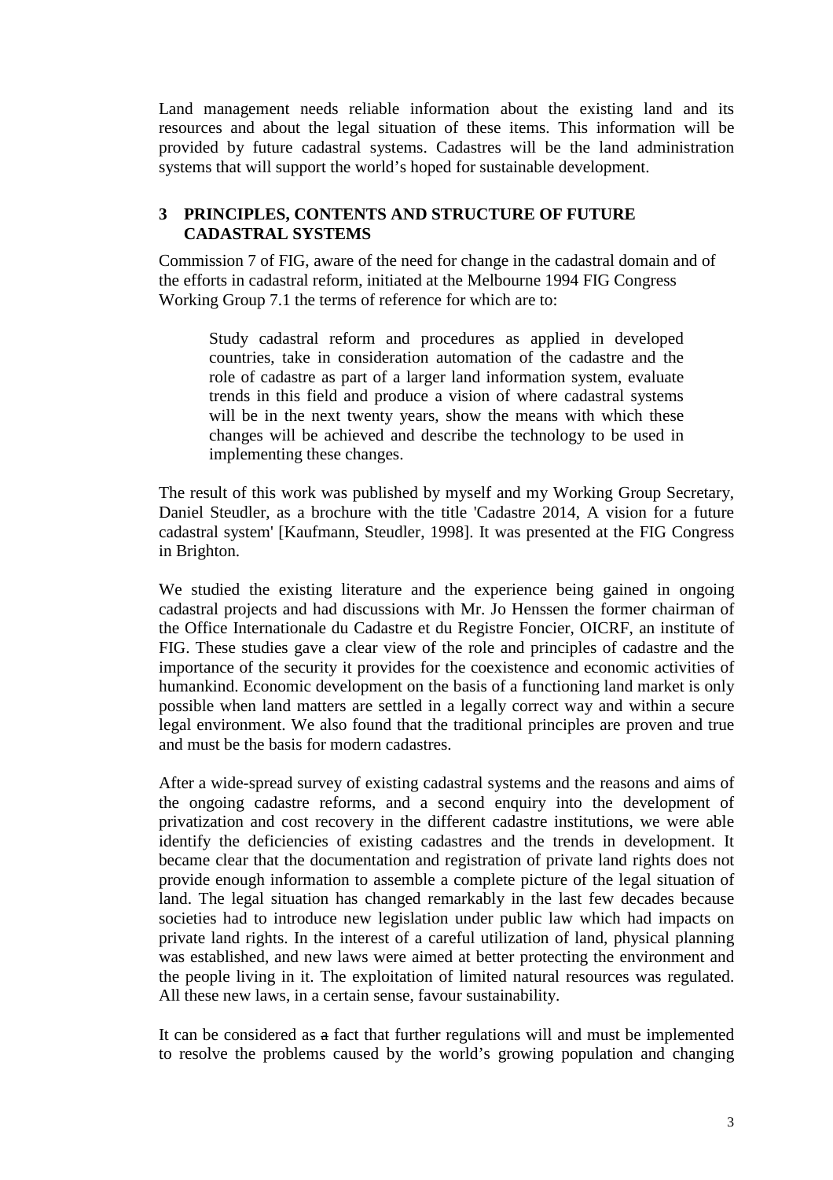Land management needs reliable information about the existing land and its resources and about the legal situation of these items. This information will be provided by future cadastral systems. Cadastres will be the land administration systems that will support the world's hoped for sustainable development.

## 3 PRINCIPLES, CONTENTS AND STRUCTURE OF FUTURE CADASTRAL SYSTEMS

Commission 7 of FIG, aware of the need for change in the cadastral domain and of the efforts in cadastral reform, initiated at the Melbourne 1994 FIG Congress Working Group 7.1 the terms of reference for which are to:

> Study cadastral reform and procedures as applied in developed countries, take in consideration automation of the cadastre and the role of cadastre as part of a larger land information system, evaluate trends in this field and produce a vision of where cadastral systems will be in the next twenty years, show the means with which these changes will be achieved and describe the technology to be used in implementing these changes.

The result of this work was published by myself and my Working Group Secretary, Daniel Steudler, as a brochure with the title 'Cadastre 2014, A vision for a future cadastral system' [Kaufmann, Steudler, 1998]. It was presented at the FIG Congress in Brighton.

We studied the existing literature and the experience being gained in ongoing cadastral projects and had discussions with Mr. Jo Henssen the former chairman of the Office Internationale du Cadastre et du Registre Foncier, OICRF, an institute of FIG. These studies gave a clear view of the role and principles of cadastre and the importance of the security it provides for the coexistence and economic activities of humankind. Economic development on the basis of a functioning land market is only possible when land matters are settled in a legally correct way and within a secure legal environment. We also found that the traditional principles are proven and true and must be the basis for modern cadastres.

After a wide-spread survey of existing cadastral systems and the reasons and aims of the ongoing cadastre reforms, and a second enquiry into the development of privatization and cost recovery in the different cadastre institutions, we were able identify the deficiencies of existing cadastres and the trends in development. It became clear that the documentation and registration of private land rights does not provide enough information to assemble a complete picture of the legal situation of land. The legal situation has changed remarkably in the last few decades because societies had to introduce new legislation under public law which had impacts on private land rights. In the interest of a careful utilization of land, physical planning was established, and new laws were aimed at better protecting the environment and the people living in it. The exploitation of limited natural resources was regulated. All these new laws, in a certain sense, favour sustainability.

It can be considered as ~~a~~ fact that further regulations will and must be implemented to resolve the problems caused by the world's growing population and changing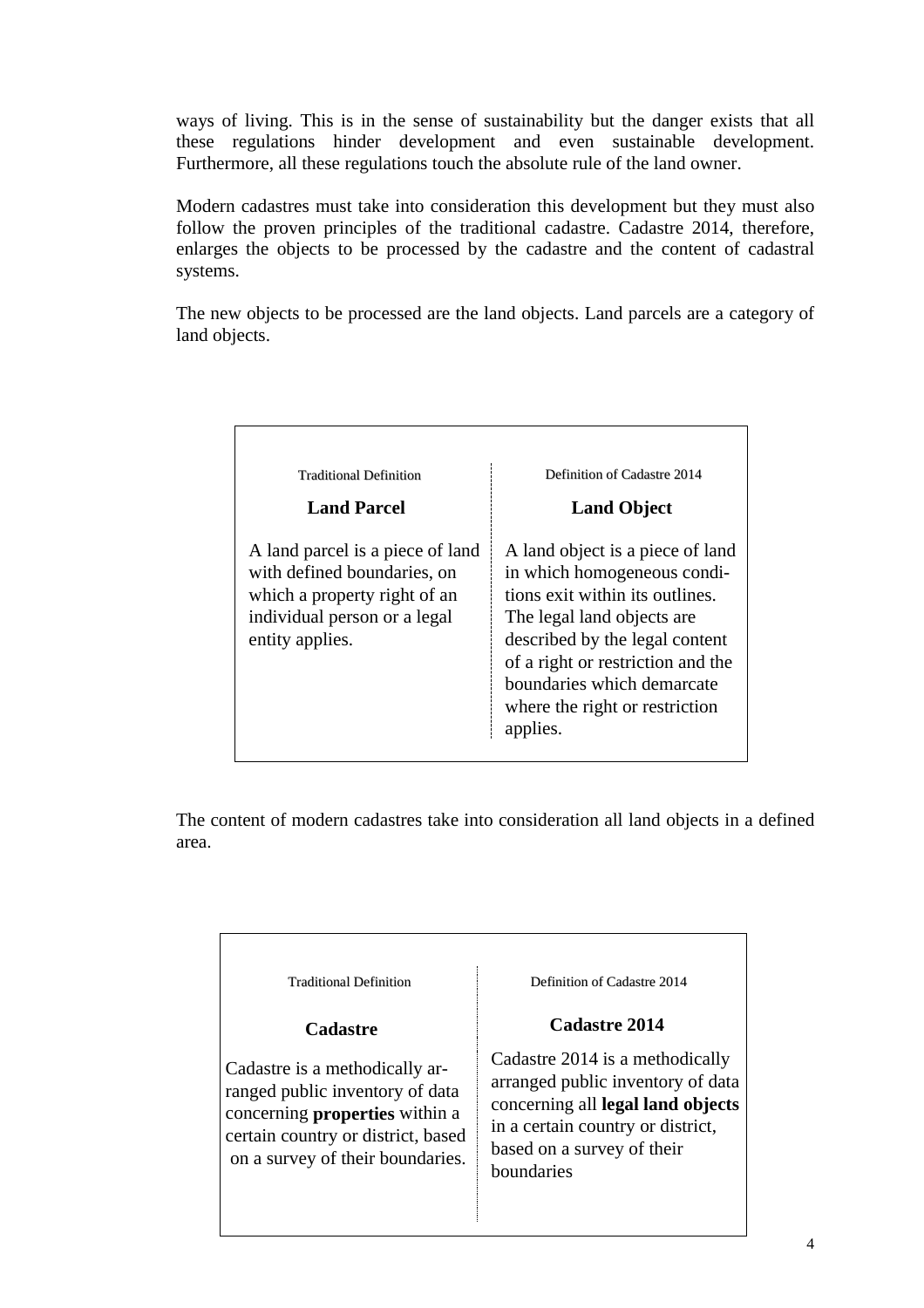ways of living. This is in the sense of sustainability but the danger exists that all these regulations hinder development and even sustainable development. Furthermore, all these regulations touch the absolute rule of the land owner.

Modern cadastres must take into consideration this development but they must also follow the proven principles of the traditional cadastre. Cadastre 2014, therefore, enlarges the objects to be processed by the cadastre and the content of cadastral systems.

The new objects to be processed are the land objects. Land parcels are a category of land objects.

| Traditional Definition | Definition of Cadastre 2014 |
|---|---|
| **Land Parcel** | **Land Object** |
| A land parcel is a piece of land with defined boundaries, on which a property right of an individual person or a legal entity applies. | A land object is a piece of land in which homogeneous conditions exit within its outlines. The legal land objects are described by the legal content of a right or restriction and the boundaries which demarcate where the right or restriction applies. |

The content of modern cadastres take into consideration all land objects in a defined area.

| Traditional Definition | Definition of Cadastre 2014 |
|---|---|
| **Cadastre** | **Cadastre 2014** |
| Cadastre is a methodically arranged public inventory of data concerning **properties** within a certain country or district, based on a survey of their boundaries. | Cadastre 2014 is a methodically arranged public inventory of data concerning all **legal land objects** in a certain country or district, based on a survey of their boundaries |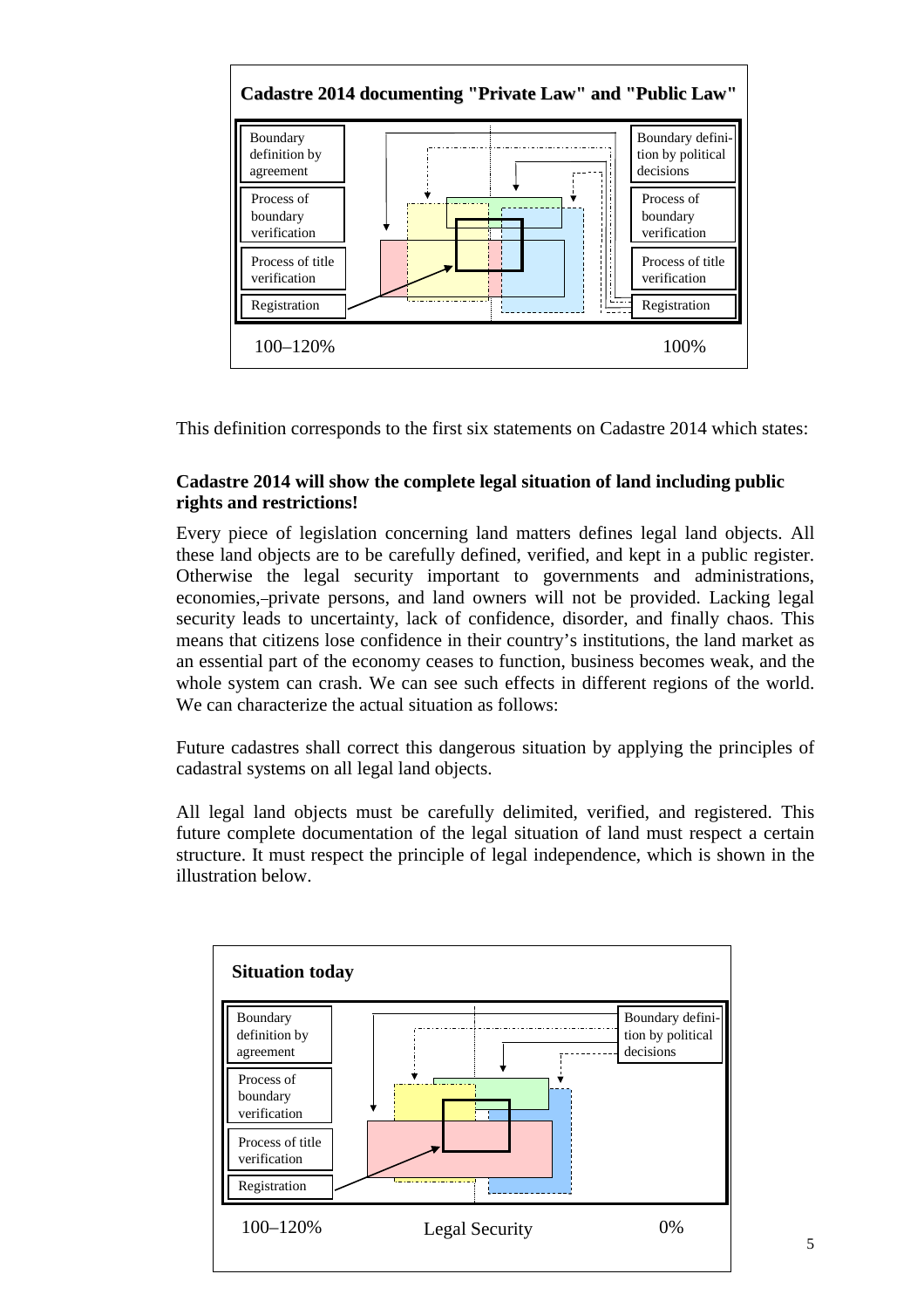**Cadastre 2014 documenting "Private Law" and "Public Law"**

Boundary definition by agreement | Process of boundary verification | Process of title verification | Registration

Boundary definition by political decisions | Process of boundary verification | Process of title verification | Registration

100–120% 100%

This definition corresponds to the first six statements on Cadastre 2014 which states:

**Cadastre 2014 will show the complete legal situation of land including public rights and restrictions!**

Every piece of legislation concerning land matters defines legal land objects. All these land objects are to be carefully defined, verified, and kept in a public register. Otherwise the legal security important to governments and administrations, economies,–private persons, and land owners will not be provided. Lacking legal security leads to uncertainty, lack of confidence, disorder, and finally chaos. This means that citizens lose confidence in their country's institutions, the land market as an essential part of the economy ceases to function, business becomes weak, and the whole system can crash. We can see such effects in different regions of the world. We can characterize the actual situation as follows:

Future cadastres shall correct this dangerous situation by applying the principles of cadastral systems on all legal land objects.

All legal land objects must be carefully delimited, verified, and registered. This future complete documentation of the legal situation of land must respect a certain structure. It must respect the principle of legal independence, which is shown in the illustration below.

**Situation today**

Boundary definition by agreement | Process of boundary verification | Process of title verification | Registration

Boundary definition by political decisions

100–120% Legal Security 0%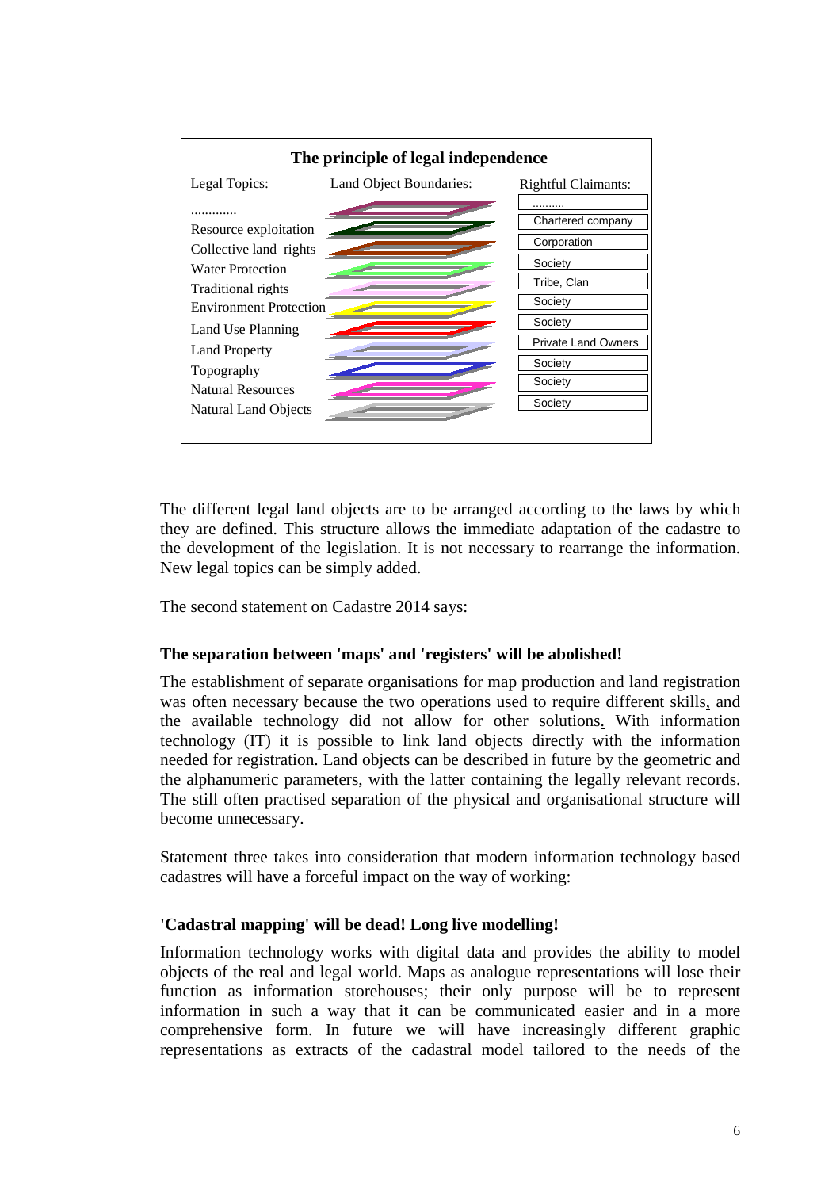**The principle of legal independence**

| Legal Topics: | Land Object Boundaries: | Rightful Claimants: |
|---|---|---|
| ............. | | .......... |
| Resource exploitation | | Chartered company |
| Collective land rights | | Corporation |
| Water Protection | | Society |
| Traditional rights | | Tribe, Clan |
| Environment Protection | | Society |
| Land Use Planning | | Society |
| Land Property | | Private Land Owners |
| Topography | | Society |
| Natural Resources | | Society |
| Natural Land Objects | | Society |

The different legal land objects are to be arranged according to the laws by which they are defined. This structure allows the immediate adaptation of the cadastre to the development of the legislation. It is not necessary to rearrange the information. New legal topics can be simply added.

The second statement on Cadastre 2014 says:

**The separation between 'maps' and 'registers' will be abolished!**

The establishment of separate organisations for map production and land registration was often necessary because the two operations used to require different skills, and the available technology did not allow for other solutions. With information technology (IT) it is possible to link land objects directly with the information needed for registration. Land objects can be described in future by the geometric and the alphanumeric parameters, with the latter containing the legally relevant records. The still often practised separation of the physical and organisational structure will become unnecessary.

Statement three takes into consideration that modern information technology based cadastres will have a forceful impact on the way of working:

**'Cadastral mapping' will be dead! Long live modelling!**

Information technology works with digital data and provides the ability to model objects of the real and legal world. Maps as analogue representations will lose their function as information storehouses; their only purpose will be to represent information in such a way that it can be communicated easier and in a more comprehensive form. In future we will have increasingly different graphic representations as extracts of the cadastral model tailored to the needs of the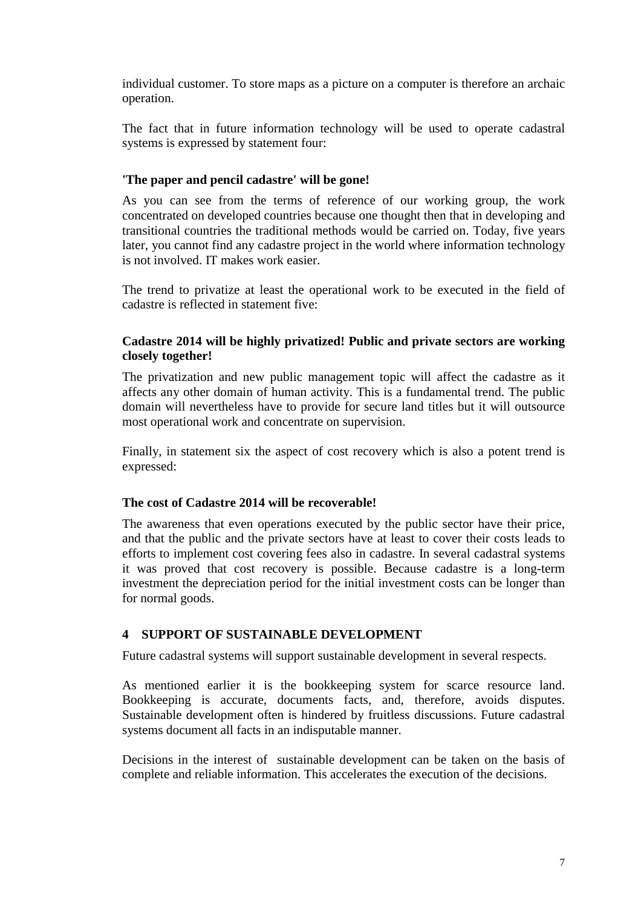individual customer. To store maps as a picture on a computer is therefore an archaic operation.

The fact that in future information technology will be used to operate cadastral systems is expressed by statement four:

**'The paper and pencil cadastre' will be gone!**

As you can see from the terms of reference of our working group, the work concentrated on developed countries because one thought then that in developing and transitional countries the traditional methods would be carried on. Today, five years later, you cannot find any cadastre project in the world where information technology is not involved. IT makes work easier.

The trend to privatize at least the operational work to be executed in the field of cadastre is reflected in statement five:

**Cadastre 2014 will be highly privatized! Public and private sectors are working closely together!**

The privatization and new public management topic will affect the cadastre as it affects any other domain of human activity. This is a fundamental trend. The public domain will nevertheless have to provide for secure land titles but it will outsource most operational work and concentrate on supervision.

Finally, in statement six the aspect of cost recovery which is also a potent trend is expressed:

**The cost of Cadastre 2014 will be recoverable!**

The awareness that even operations executed by the public sector have their price, and that the public and the private sectors have at least to cover their costs leads to efforts to implement cost covering fees also in cadastre. In several cadastral systems it was proved that cost recovery is possible. Because cadastre is a long-term investment the depreciation period for the initial investment costs can be longer than for normal goods.

## 4 SUPPORT OF SUSTAINABLE DEVELOPMENT

Future cadastral systems will support sustainable development in several respects.

As mentioned earlier it is the bookkeeping system for scarce resource land. Bookkeeping is accurate, documents facts, and, therefore, avoids disputes. Sustainable development often is hindered by fruitless discussions. Future cadastral systems document all facts in an indisputable manner.

Decisions in the interest of sustainable development can be taken on the basis of complete and reliable information. This accelerates the execution of the decisions.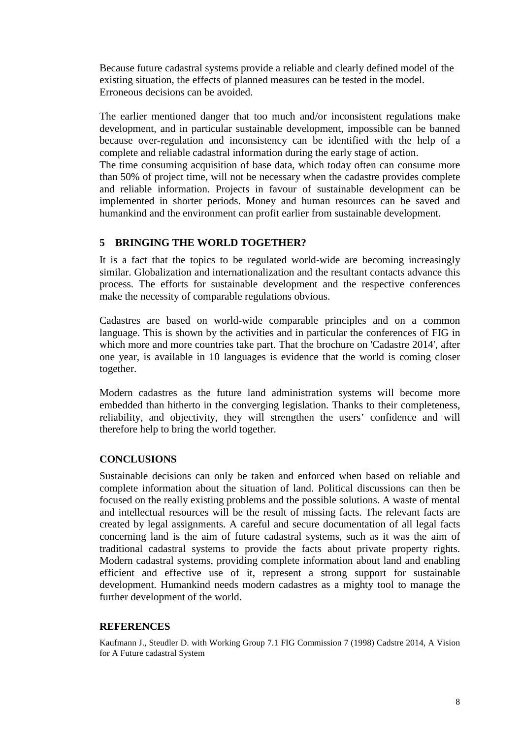Because future cadastral systems provide a reliable and clearly defined model of the existing situation, the effects of planned measures can be tested in the model. Erroneous decisions can be avoided.

The earlier mentioned danger that too much and/or inconsistent regulations make development, and in particular sustainable development, impossible can be banned because over-regulation and inconsistency can be identified with the help of a complete and reliable cadastral information during the early stage of action.
The time consuming acquisition of base data, which today often can consume more than 50% of project time, will not be necessary when the cadastre provides complete and reliable information. Projects in favour of sustainable development can be implemented in shorter periods. Money and human resources can be saved and humankind and the environment can profit earlier from sustainable development.

## 5 BRINGING THE WORLD TOGETHER?

It is a fact that the topics to be regulated world-wide are becoming increasingly similar. Globalization and internationalization and the resultant contacts advance this process. The efforts for sustainable development and the respective conferences make the necessity of comparable regulations obvious.

Cadastres are based on world-wide comparable principles and on a common language. This is shown by the activities and in particular the conferences of FIG in which more and more countries take part. That the brochure on 'Cadastre 2014', after one year, is available in 10 languages is evidence that the world is coming closer together.

Modern cadastres as the future land administration systems will become more embedded than hitherto in the converging legislation. Thanks to their completeness, reliability, and objectivity, they will strengthen the users' confidence and will therefore help to bring the world together.

## CONCLUSIONS

Sustainable decisions can only be taken and enforced when based on reliable and complete information about the situation of land. Political discussions can then be focused on the really existing problems and the possible solutions. A waste of mental and intellectual resources will be the result of missing facts. The relevant facts are created by legal assignments. A careful and secure documentation of all legal facts concerning land is the aim of future cadastral systems, such as it was the aim of traditional cadastral systems to provide the facts about private property rights. Modern cadastral systems, providing complete information about land and enabling efficient and effective use of it, represent a strong support for sustainable development. Humankind needs modern cadastres as a mighty tool to manage the further development of the world.

## REFERENCES

Kaufmann J., Steudler D. with Working Group 7.1 FIG Commission 7 (1998) Cadstre 2014, A Vision for A Future cadastral System